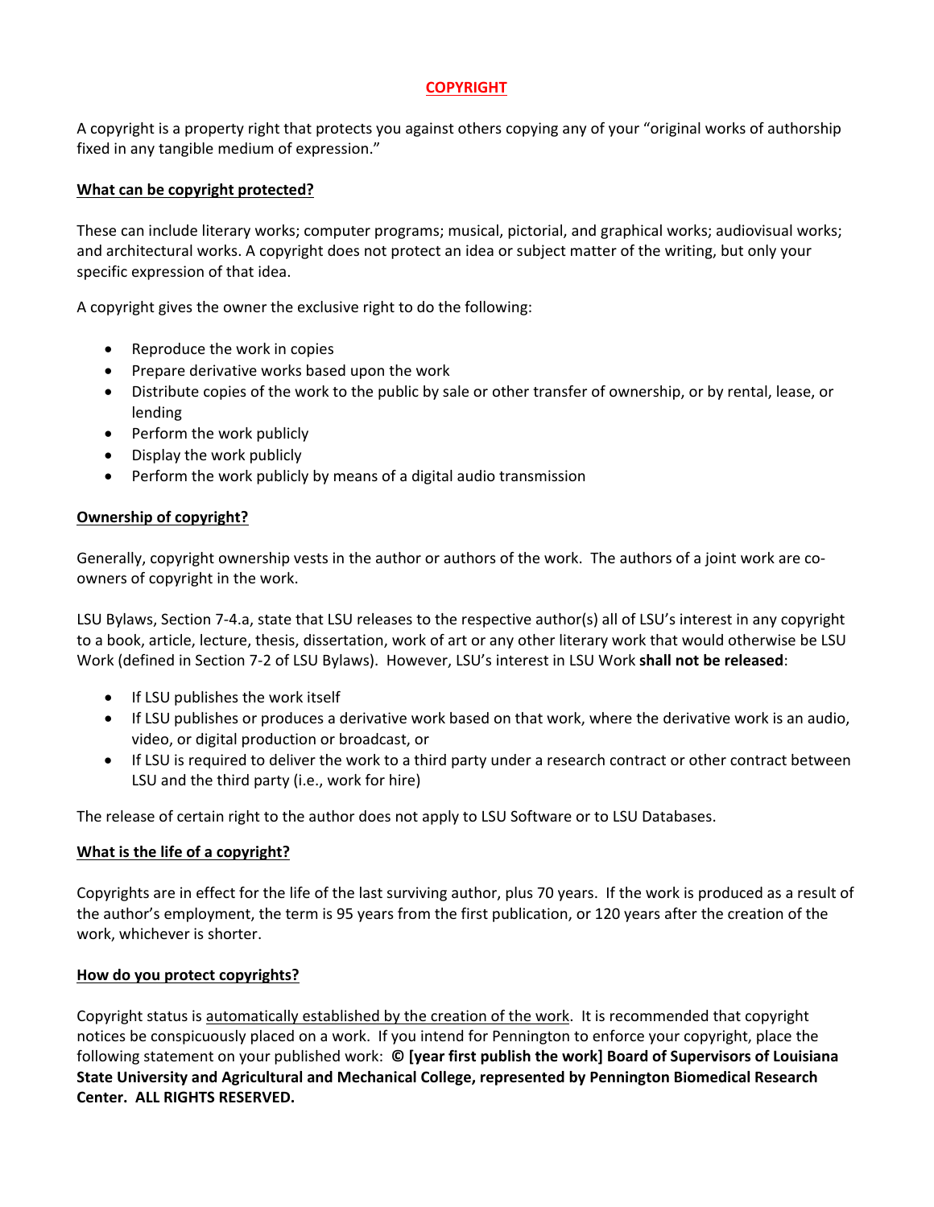# COPYRIGHT

A copyright is a property right that protects you against others copying any of your "original works of authorship fixed in any tangible medium of expression."

## What can be copyright protected?

These can include literary works; computer programs; musical, pictorial, and graphical works; audiovisual works; and architectural works. A copyright does not protect an idea or subject matter of the writing, but only your specific expression of that idea.

A copyright gives the owner the exclusive right to do the following:

- Reproduce the work in copies
- Prepare derivative works based upon the work
- Distribute copies of the work to the public by sale or other transfer of ownership, or by rental, lease, or lending
- Perform the work publicly
- Display the work publicly
- Perform the work publicly by means of a digital audio transmission

## Ownership of copyright?

Generally, copyright ownership vests in the author or authors of the work. The authors of a joint work are co-owners of copyright in the work.

LSU Bylaws, Section 7-4.a, state that LSU releases to the respective author(s) all of LSU's interest in any copyright to a book, article, lecture, thesis, dissertation, work of art or any other literary work that would otherwise be LSU Work (defined in Section 7-2 of LSU Bylaws). However, LSU's interest in LSU Work **shall not be released**:

- If LSU publishes the work itself
- If LSU publishes or produces a derivative work based on that work, where the derivative work is an audio, video, or digital production or broadcast, or
- If LSU is required to deliver the work to a third party under a research contract or other contract between LSU and the third party (i.e., work for hire)

The release of certain right to the author does not apply to LSU Software or to LSU Databases.

## What is the life of a copyright?

Copyrights are in effect for the life of the last surviving author, plus 70 years. If the work is produced as a result of the author's employment, the term is 95 years from the first publication, or 120 years after the creation of the work, whichever is shorter.

## How do you protect copyrights?

Copyright status is automatically established by the creation of the work. It is recommended that copyright notices be conspicuously placed on a work. If you intend for Pennington to enforce your copyright, place the following statement on your published work: **© [year first publish the work] Board of Supervisors of Louisiana State University and Agricultural and Mechanical College, represented by Pennington Biomedical Research Center. ALL RIGHTS RESERVED.**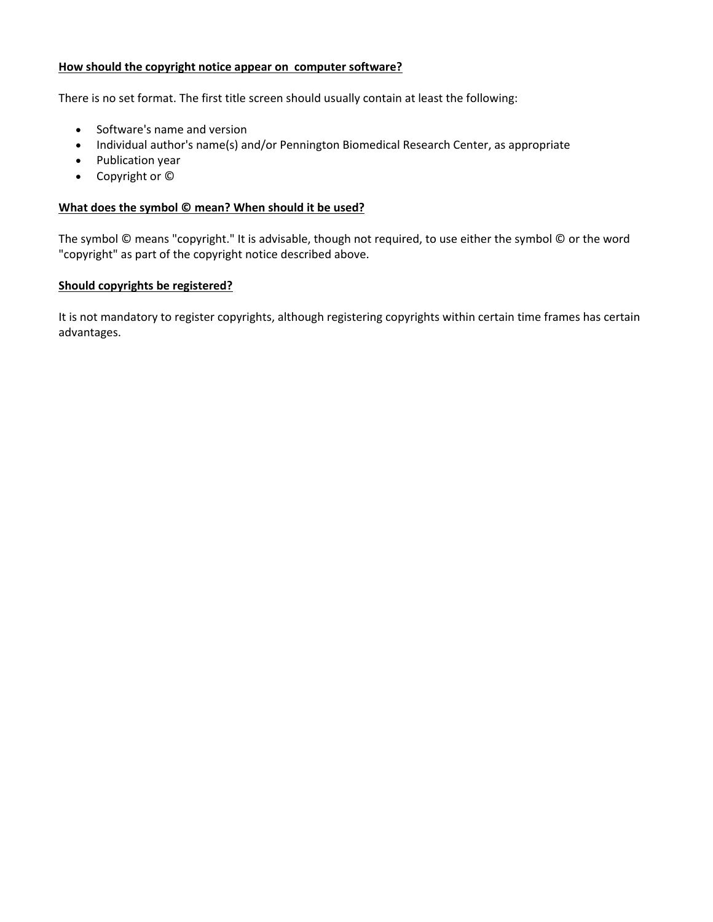**How should the copyright notice appear on computer software?**

There is no set format. The first title screen should usually contain at least the following:

- Software's name and version
- Individual author's name(s) and/or Pennington Biomedical Research Center, as appropriate
- Publication year
- Copyright or ©

**What does the symbol © mean? When should it be used?**

The symbol © means "copyright." It is advisable, though not required, to use either the symbol © or the word "copyright" as part of the copyright notice described above.

**Should copyrights be registered?**

It is not mandatory to register copyrights, although registering copyrights within certain time frames has certain advantages.